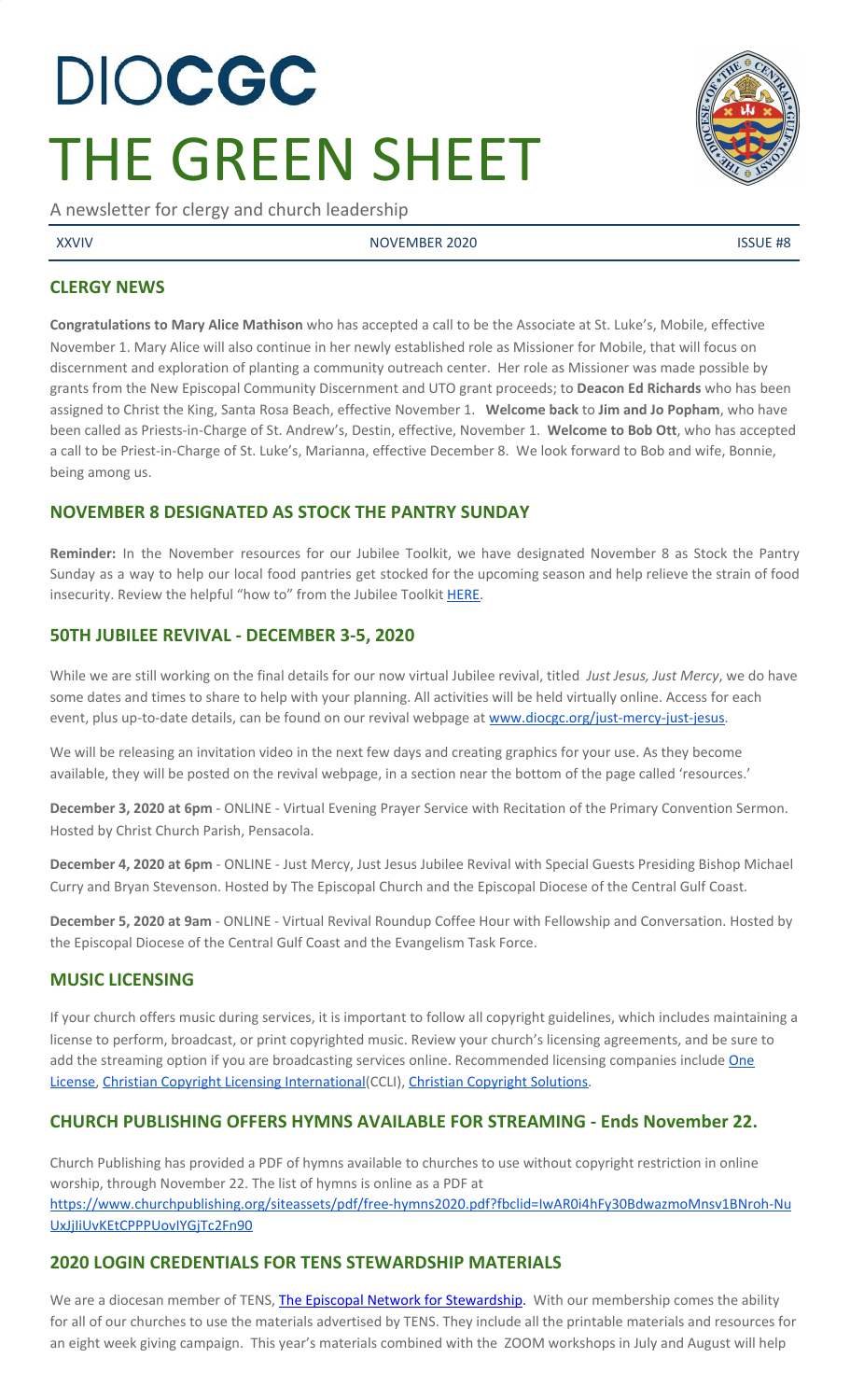# DIOCGC
# THE GREEN SHEET

A newsletter for clergy and church leadership

XXVIV NOVEMBER 2020 ISSUE #8

## CLERGY NEWS

**Congratulations to Mary Alice Mathison** who has accepted a call to be the Associate at St. Luke's, Mobile, effective November 1. Mary Alice will also continue in her newly established role as Missioner for Mobile, that will focus on discernment and exploration of planting a community outreach center. Her role as Missioner was made possible by grants from the New Episcopal Community Discernment and UTO grant proceeds; to **Deacon Ed Richards** who has been assigned to Christ the King, Santa Rosa Beach, effective November 1. **Welcome back** to **Jim and Jo Popham**, who have been called as Priests-in-Charge of St. Andrew's, Destin, effective, November 1. **Welcome to Bob Ott**, who has accepted a call to be Priest-in-Charge of St. Luke's, Marianna, effective December 8. We look forward to Bob and wife, Bonnie, being among us.

## NOVEMBER 8 DESIGNATED AS STOCK THE PANTRY SUNDAY

**Reminder:** In the November resources for our Jubilee Toolkit, we have designated November 8 as Stock the Pantry Sunday as a way to help our local food pantries get stocked for the upcoming season and help relieve the strain of food insecurity. Review the helpful "how to" from the Jubilee Toolkit HERE.

## 50TH JUBILEE REVIVAL - DECEMBER 3-5, 2020

While we are still working on the final details for our now virtual Jubilee revival, titled *Just Jesus, Just Mercy*, we do have some dates and times to share to help with your planning. All activities will be held virtually online. Access for each event, plus up-to-date details, can be found on our revival webpage at www.diocgc.org/just-mercy-just-jesus.

We will be releasing an invitation video in the next few days and creating graphics for your use. As they become available, they will be posted on the revival webpage, in a section near the bottom of the page called 'resources.'

**December 3, 2020 at 6pm** - ONLINE - Virtual Evening Prayer Service with Recitation of the Primary Convention Sermon. Hosted by Christ Church Parish, Pensacola.

**December 4, 2020 at 6pm** - ONLINE - Just Mercy, Just Jesus Jubilee Revival with Special Guests Presiding Bishop Michael Curry and Bryan Stevenson. Hosted by The Episcopal Church and the Episcopal Diocese of the Central Gulf Coast.

**December 5, 2020 at 9am** - ONLINE - Virtual Revival Roundup Coffee Hour with Fellowship and Conversation. Hosted by the Episcopal Diocese of the Central Gulf Coast and the Evangelism Task Force.

## MUSIC LICENSING

If your church offers music during services, it is important to follow all copyright guidelines, which includes maintaining a license to perform, broadcast, or print copyrighted music. Review your church's licensing agreements, and be sure to add the streaming option if you are broadcasting services online. Recommended licensing companies include One License, Christian Copyright Licensing International(CCLI), Christian Copyright Solutions.

## CHURCH PUBLISHING OFFERS HYMNS AVAILABLE FOR STREAMING - Ends November 22.

Church Publishing has provided a PDF of hymns available to churches to use without copyright restriction in online worship, through November 22. The list of hymns is online as a PDF at https://www.churchpublishing.org/siteassets/pdf/free-hymns2020.pdf?fbclid=IwAR0i4hFy30BdwazmoMnsv1BNroh-NuUxJjIiUvKEtCPPPUovIYGjTc2Fn90

## 2020 LOGIN CREDENTIALS FOR TENS STEWARDSHIP MATERIALS

We are a diocesan member of TENS, The Episcopal Network for Stewardship. With our membership comes the ability for all of our churches to use the materials advertised by TENS. They include all the printable materials and resources for an eight week giving campaign. This year's materials combined with the ZOOM workshops in July and August will help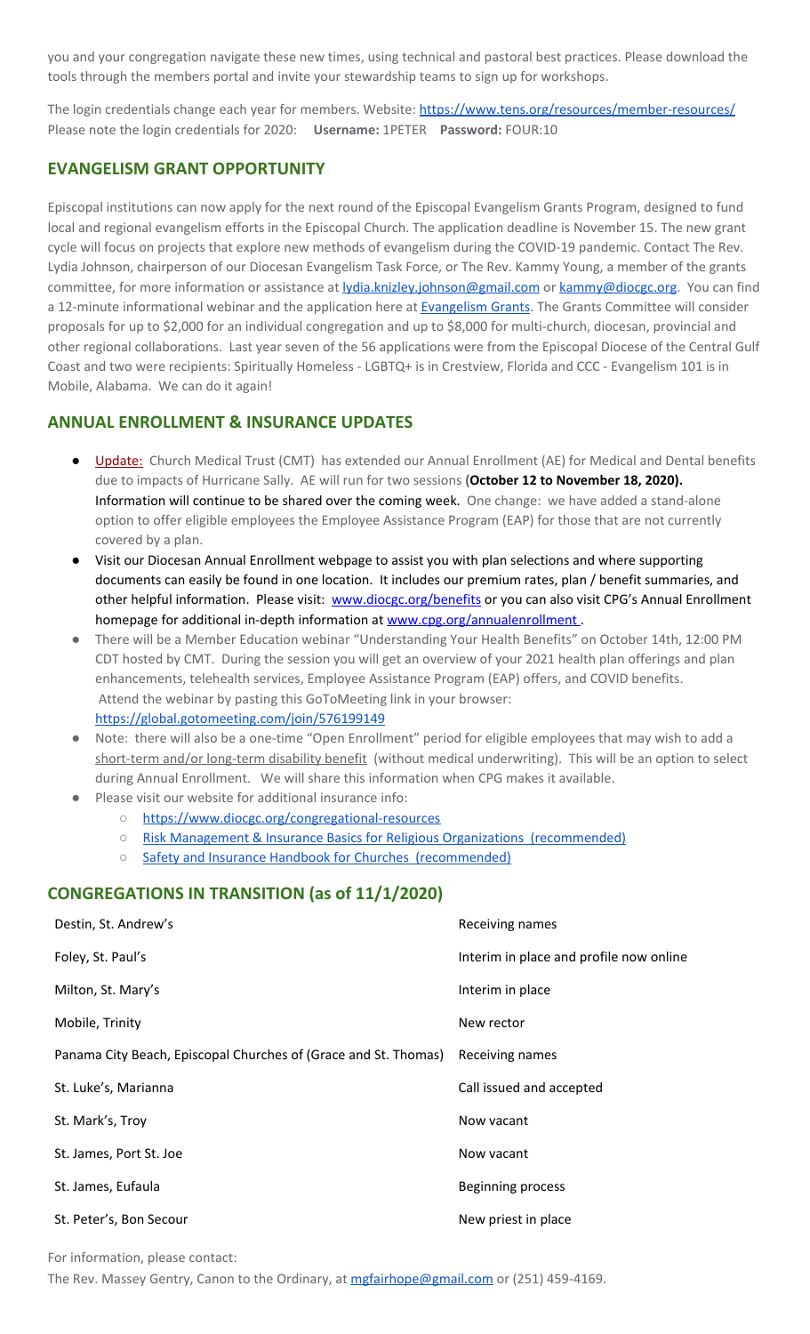you and your congregation navigate these new times, using technical and pastoral best practices. Please download the tools through the members portal and invite your stewardship teams to sign up for workshops.

The login credentials change each year for members. Website: https://www.tens.org/resources/member-resources/
Please note the login credentials for 2020: **Username:** 1PETER **Password:** FOUR:10

## EVANGELISM GRANT OPPORTUNITY

Episcopal institutions can now apply for the next round of the Episcopal Evangelism Grants Program, designed to fund local and regional evangelism efforts in the Episcopal Church. The application deadline is November 15. The new grant cycle will focus on projects that explore new methods of evangelism during the COVID-19 pandemic. Contact The Rev. Lydia Johnson, chairperson of our Diocesan Evangelism Task Force, or The Rev. Kammy Young, a member of the grants committee, for more information or assistance at lydia.knizley.johnson@gmail.com or kammy@diocgc.org. You can find a 12-minute informational webinar and the application here at Evangelism Grants. The Grants Committee will consider proposals for up to $2,000 for an individual congregation and up to $8,000 for multi-church, diocesan, provincial and other regional collaborations. Last year seven of the 56 applications were from the Episcopal Diocese of the Central Gulf Coast and two were recipients: Spiritually Homeless - LGBTQ+ is in Crestview, Florida and CCC - Evangelism 101 is in Mobile, Alabama. We can do it again!

## ANNUAL ENROLLMENT & INSURANCE UPDATES

- Update: Church Medical Trust (CMT) has extended our Annual Enrollment (AE) for Medical and Dental benefits due to impacts of Hurricane Sally. AE will run for two sessions (**October 12 to November 18, 2020).** Information will continue to be shared over the coming week. One change: we have added a stand-alone option to offer eligible employees the Employee Assistance Program (EAP) for those that are not currently covered by a plan.
- Visit our Diocesan Annual Enrollment webpage to assist you with plan selections and where supporting documents can easily be found in one location. It includes our premium rates, plan / benefit summaries, and other helpful information. Please visit: www.diocgc.org/benefits or you can also visit CPG's Annual Enrollment homepage for additional in-depth information at www.cpg.org/annualenrollment .
- There will be a Member Education webinar "Understanding Your Health Benefits" on October 14th, 12:00 PM CDT hosted by CMT. During the session you will get an overview of your 2021 health plan offerings and plan enhancements, telehealth services, Employee Assistance Program (EAP) offers, and COVID benefits. Attend the webinar by pasting this GoToMeeting link in your browser: https://global.gotomeeting.com/join/576199149
- Note: there will also be a one-time "Open Enrollment" period for eligible employees that may wish to add a short-term and/or long-term disability benefit (without medical underwriting). This will be an option to select during Annual Enrollment. We will share this information when CPG makes it available.
- Please visit our website for additional insurance info:
  - https://www.diocgc.org/congregational-resources
  - Risk Management & Insurance Basics for Religious Organizations (recommended)
  - Safety and Insurance Handbook for Churches (recommended)

## CONGREGATIONS IN TRANSITION (as of 11/1/2020)

| Congregation | Status |
|---|---|
| Destin, St. Andrew's | Receiving names |
| Foley, St. Paul's | Interim in place and profile now online |
| Milton, St. Mary's | Interim in place |
| Mobile, Trinity | New rector |
| Panama City Beach, Episcopal Churches of (Grace and St. Thomas) | Receiving names |
| St. Luke's, Marianna | Call issued and accepted |
| St. Mark's, Troy | Now vacant |
| St. James, Port St. Joe | Now vacant |
| St. James, Eufaula | Beginning process |
| St. Peter's, Bon Secour | New priest in place |

For information, please contact:
The Rev. Massey Gentry, Canon to the Ordinary, at mgfairhope@gmail.com or (251) 459-4169.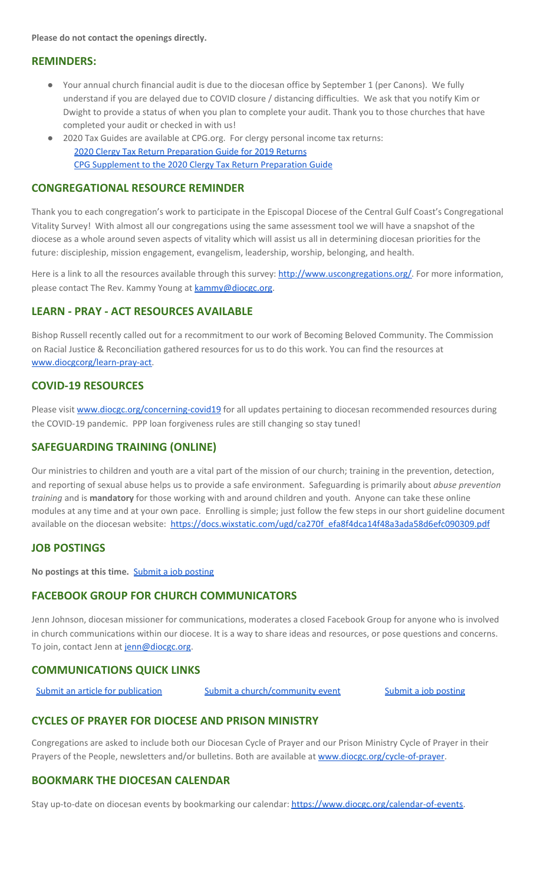**Please do not contact the openings directly.**

## REMINDERS:

- Your annual church financial audit is due to the diocesan office by September 1 (per Canons). We fully understand if you are delayed due to COVID closure / distancing difficulties. We ask that you notify Kim or Dwight to provide a status of when you plan to complete your audit. Thank you to those churches that have completed your audit or checked in with us!
- 2020 Tax Guides are available at CPG.org. For clergy personal income tax returns:
  - 2020 Clergy Tax Return Preparation Guide for 2019 Returns
  - CPG Supplement to the 2020 Clergy Tax Return Preparation Guide

## CONGREGATIONAL RESOURCE REMINDER

Thank you to each congregation's work to participate in the Episcopal Diocese of the Central Gulf Coast's Congregational Vitality Survey! With almost all our congregations using the same assessment tool we will have a snapshot of the diocese as a whole around seven aspects of vitality which will assist us all in determining diocesan priorities for the future: discipleship, mission engagement, evangelism, leadership, worship, belonging, and health.

Here is a link to all the resources available through this survey: http://www.uscongregations.org/. For more information, please contact The Rev. Kammy Young at kammy@diocgc.org.

## LEARN - PRAY - ACT RESOURCES AVAILABLE

Bishop Russell recently called out for a recommitment to our work of Becoming Beloved Community. The Commission on Racial Justice & Reconciliation gathered resources for us to do this work. You can find the resources at www.diocgcorg/learn-pray-act.

## COVID-19 RESOURCES

Please visit www.diocgc.org/concerning-covid19 for all updates pertaining to diocesan recommended resources during the COVID-19 pandemic. PPP loan forgiveness rules are still changing so stay tuned!

## SAFEGUARDING TRAINING (ONLINE)

Our ministries to children and youth are a vital part of the mission of our church; training in the prevention, detection, and reporting of sexual abuse helps us to provide a safe environment. Safeguarding is primarily about *abuse prevention training* and is **mandatory** for those working with and around children and youth. Anyone can take these online modules at any time and at your own pace. Enrolling is simple; just follow the few steps in our short guideline document available on the diocesan website: https://docs.wixstatic.com/ugd/ca270f_efa8f4dca14f48a3ada58d6efc090309.pdf

## JOB POSTINGS

**No postings at this time.** Submit a job posting

## FACEBOOK GROUP FOR CHURCH COMMUNICATORS

Jenn Johnson, diocesan missioner for communications, moderates a closed Facebook Group for anyone who is involved in church communications within our diocese. It is a way to share ideas and resources, or pose questions and concerns. To join, contact Jenn at jenn@diocgc.org.

## COMMUNICATIONS QUICK LINKS

Submit an article for publication     Submit a church/community event     Submit a job posting

## CYCLES OF PRAYER FOR DIOCESE AND PRISON MINISTRY

Congregations are asked to include both our Diocesan Cycle of Prayer and our Prison Ministry Cycle of Prayer in their Prayers of the People, newsletters and/or bulletins. Both are available at www.diocgc.org/cycle-of-prayer.

## BOOKMARK THE DIOCESAN CALENDAR

Stay up-to-date on diocesan events by bookmarking our calendar: https://www.diocgc.org/calendar-of-events.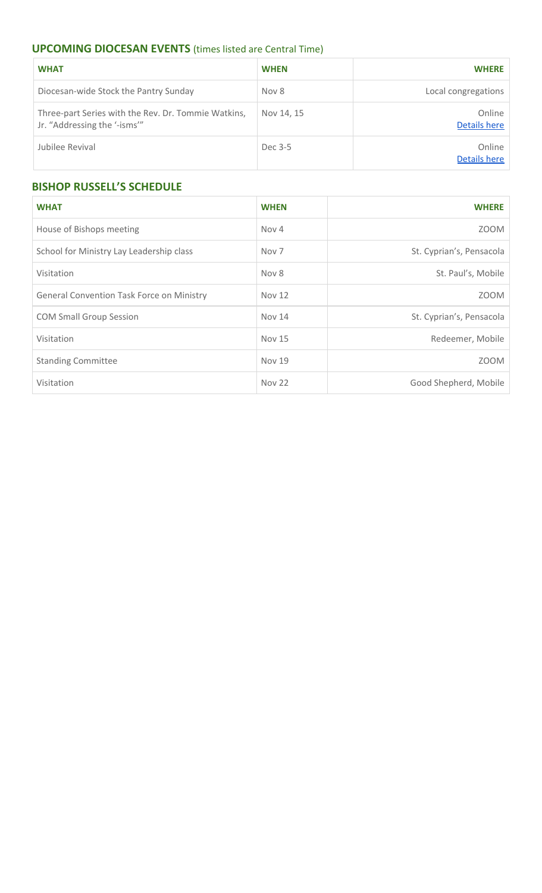## **UPCOMING DIOCESAN EVENTS** (times listed are Central Time)

| WHAT | WHEN | WHERE |
|---|---|---|
| Diocesan-wide Stock the Pantry Sunday | Nov 8 | Local congregations |
| Three-part Series with the Rev. Dr. Tommie Watkins, Jr. "Addressing the '-isms'" | Nov 14, 15 | Online<br>Details here |
| Jubilee Revival | Dec 3-5 | Online<br>Details here |

## **BISHOP RUSSELL'S SCHEDULE**

| WHAT | WHEN | WHERE |
|---|---|---|
| House of Bishops meeting | Nov 4 | ZOOM |
| School for Ministry Lay Leadership class | Nov 7 | St. Cyprian's, Pensacola |
| Visitation | Nov 8 | St. Paul's, Mobile |
| General Convention Task Force on Ministry | Nov 12 | ZOOM |
| COM Small Group Session | Nov 14 | St. Cyprian's, Pensacola |
| Visitation | Nov 15 | Redeemer, Mobile |
| Standing Committee | Nov 19 | ZOOM |
| Visitation | Nov 22 | Good Shepherd, Mobile |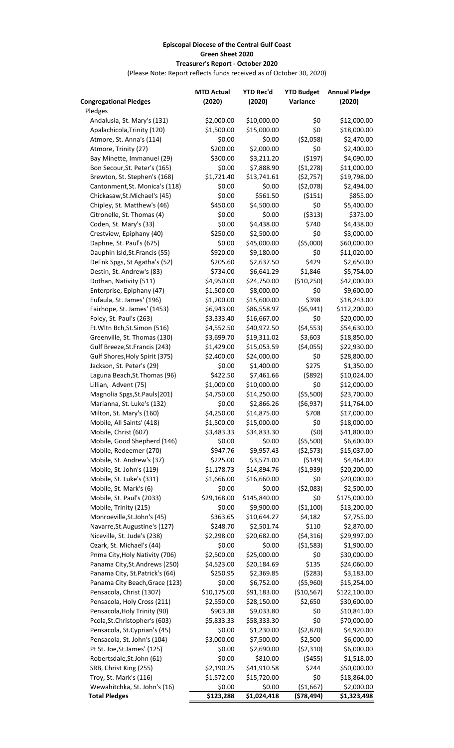**Episcopal Diocese of the Central Gulf Coast**
**Green Sheet 2020**
**Treasurer's Report - October 2020**

(Please Note: Report reflects funds received as of October 30, 2020)

| Congregational Pledges | MTD Actual (2020) | YTD Rec'd (2020) | YTD Budget Variance | Annual Pledge (2020) |
|---|---|---|---|---|
| Pledges | | | | |
| Andalusia, St. Mary's (131) | $2,000.00 | $10,000.00 | $0 | $12,000.00 |
| Apalachicola,Trinity (120) | $1,500.00 | $15,000.00 | $0 | $18,000.00 |
| Atmore, St. Anna's (114) | $0.00 | $0.00 | ($2,058) | $2,470.00 |
| Atmore, Trinity (27) | $200.00 | $2,000.00 | $0 | $2,400.00 |
| Bay Minette, Immanuel (29) | $300.00 | $3,211.20 | ($197) | $4,090.00 |
| Bon Secour,St. Peter's (165) | $0.00 | $7,888.90 | ($1,278) | $11,000.00 |
| Brewton, St. Stephen's (168) | $1,721.40 | $13,741.61 | ($2,757) | $19,798.00 |
| Cantonment,St. Monica's (118) | $0.00 | $0.00 | ($2,078) | $2,494.00 |
| Chickasaw,St.Michael's (45) | $0.00 | $561.50 | ($151) | $855.00 |
| Chipley, St. Matthew's (46) | $450.00 | $4,500.00 | $0 | $5,400.00 |
| Citronelle, St. Thomas (4) | $0.00 | $0.00 | ($313) | $375.00 |
| Coden, St. Mary's (33) | $0.00 | $4,438.00 | $740 | $4,438.00 |
| Crestview, Epiphany (40) | $250.00 | $2,500.00 | $0 | $3,000.00 |
| Daphne, St. Paul's (675) | $0.00 | $45,000.00 | ($5,000) | $60,000.00 |
| Dauphin Isld,St.Francis (55) | $920.00 | $9,180.00 | $0 | $11,020.00 |
| DeFnk Spgs, St Agatha's (52) | $205.60 | $2,637.50 | $429 | $2,650.00 |
| Destin, St. Andrew's (83) | $734.00 | $6,641.29 | $1,846 | $5,754.00 |
| Dothan, Nativity (511) | $4,950.00 | $24,750.00 | ($10,250) | $42,000.00 |
| Enterprise, Epiphany (47) | $1,500.00 | $8,000.00 | $0 | $9,600.00 |
| Eufaula, St. James' (196) | $1,200.00 | $15,600.00 | $398 | $18,243.00 |
| Fairhope, St. James' (1453) | $6,943.00 | $86,558.97 | ($6,941) | $112,200.00 |
| Foley, St. Paul's (263) | $3,333.40 | $16,667.00 | $0 | $20,000.00 |
| Ft.Wltn Bch,St.Simon (516) | $4,552.50 | $40,972.50 | ($4,553) | $54,630.00 |
| Greenville, St. Thomas (130) | $3,699.70 | $19,311.02 | $3,603 | $18,850.00 |
| Gulf Breeze,St.Francis (243) | $1,429.00 | $15,053.59 | ($4,055) | $22,930.00 |
| Gulf Shores,Holy Spirit (375) | $2,400.00 | $24,000.00 | $0 | $28,800.00 |
| Jackson, St. Peter's (29) | $0.00 | $1,400.00 | $275 | $1,350.00 |
| Laguna Beach,St.Thomas (96) | $422.50 | $7,461.66 | ($892) | $10,024.00 |
| Lillian, Advent (75) | $1,000.00 | $10,000.00 | $0 | $12,000.00 |
| Magnolia Spgs,St.Pauls(201) | $4,750.00 | $14,250.00 | ($5,500) | $23,700.00 |
| Marianna, St. Luke's (132) | $0.00 | $2,866.26 | ($6,937) | $11,764.00 |
| Milton, St. Mary's (160) | $4,250.00 | $14,875.00 | $708 | $17,000.00 |
| Mobile, All Saints' (418) | $1,500.00 | $15,000.00 | $0 | $18,000.00 |
| Mobile, Christ (607) | $3,483.33 | $34,833.30 | ($0) | $41,800.00 |
| Mobile, Good Shepherd (146) | $0.00 | $0.00 | ($5,500) | $6,600.00 |
| Mobile, Redeemer (270) | $947.76 | $9,957.43 | ($2,573) | $15,037.00 |
| Mobile, St. Andrew's (37) | $225.00 | $3,571.00 | ($149) | $4,464.00 |
| Mobile, St. John's (119) | $1,178.73 | $14,894.76 | ($1,939) | $20,200.00 |
| Mobile, St. Luke's (331) | $1,666.00 | $16,660.00 | $0 | $20,000.00 |
| Mobile, St. Mark's (6) | $0.00 | $0.00 | ($2,083) | $2,500.00 |
| Mobile, St. Paul's (2033) | $29,168.00 | $145,840.00 | $0 | $175,000.00 |
| Mobile, Trinity (215) | $0.00 | $9,900.00 | ($1,100) | $13,200.00 |
| Monroeville,St.John's (45) | $363.65 | $10,644.27 | $4,182 | $7,755.00 |
| Navarre,St.Augustine's (127) | $248.70 | $2,501.74 | $110 | $2,870.00 |
| Niceville, St. Jude's (238) | $2,298.00 | $20,682.00 | ($4,316) | $29,997.00 |
| Ozark, St. Michael's (44) | $0.00 | $0.00 | ($1,583) | $1,900.00 |
| Pnma City,Holy Nativity (706) | $2,500.00 | $25,000.00 | $0 | $30,000.00 |
| Panama City,St.Andrews (250) | $4,523.00 | $20,184.69 | $135 | $24,060.00 |
| Panama City, St.Patrick's (64) | $250.95 | $2,369.85 | ($283) | $3,183.00 |
| Panama City Beach,Grace (123) | $0.00 | $6,752.00 | ($5,960) | $15,254.00 |
| Pensacola, Christ (1307) | $10,175.00 | $91,183.00 | ($10,567) | $122,100.00 |
| Pensacola, Holy Cross (211) | $2,550.00 | $28,150.00 | $2,650 | $30,600.00 |
| Pensacola,Holy Trinity (90) | $903.38 | $9,033.80 | $0 | $10,841.00 |
| Pcola,St.Christopher's (603) | $5,833.33 | $58,333.30 | $0 | $70,000.00 |
| Pensacola, St.Cyprian's (45) | $0.00 | $1,230.00 | ($2,870) | $4,920.00 |
| Pensacola, St. John's (104) | $3,000.00 | $7,500.00 | $2,500 | $6,000.00 |
| Pt St. Joe,St.James' (125) | $0.00 | $2,690.00 | ($2,310) | $6,000.00 |
| Robertsdale,St.John (61) | $0.00 | $810.00 | ($455) | $1,518.00 |
| SRB, Christ King (255) | $2,190.25 | $41,910.58 | $244 | $50,000.00 |
| Troy, St. Mark's (116) | $1,572.00 | $15,720.00 | $0 | $18,864.00 |
| Wewahitchka, St. John's (16) | $0.00 | $0.00 | ($1,667) | $2,000.00 |
| **Total Pledges** | **$123,288** | **$1,024,418** | **($78,494)** | **$1,323,498** |